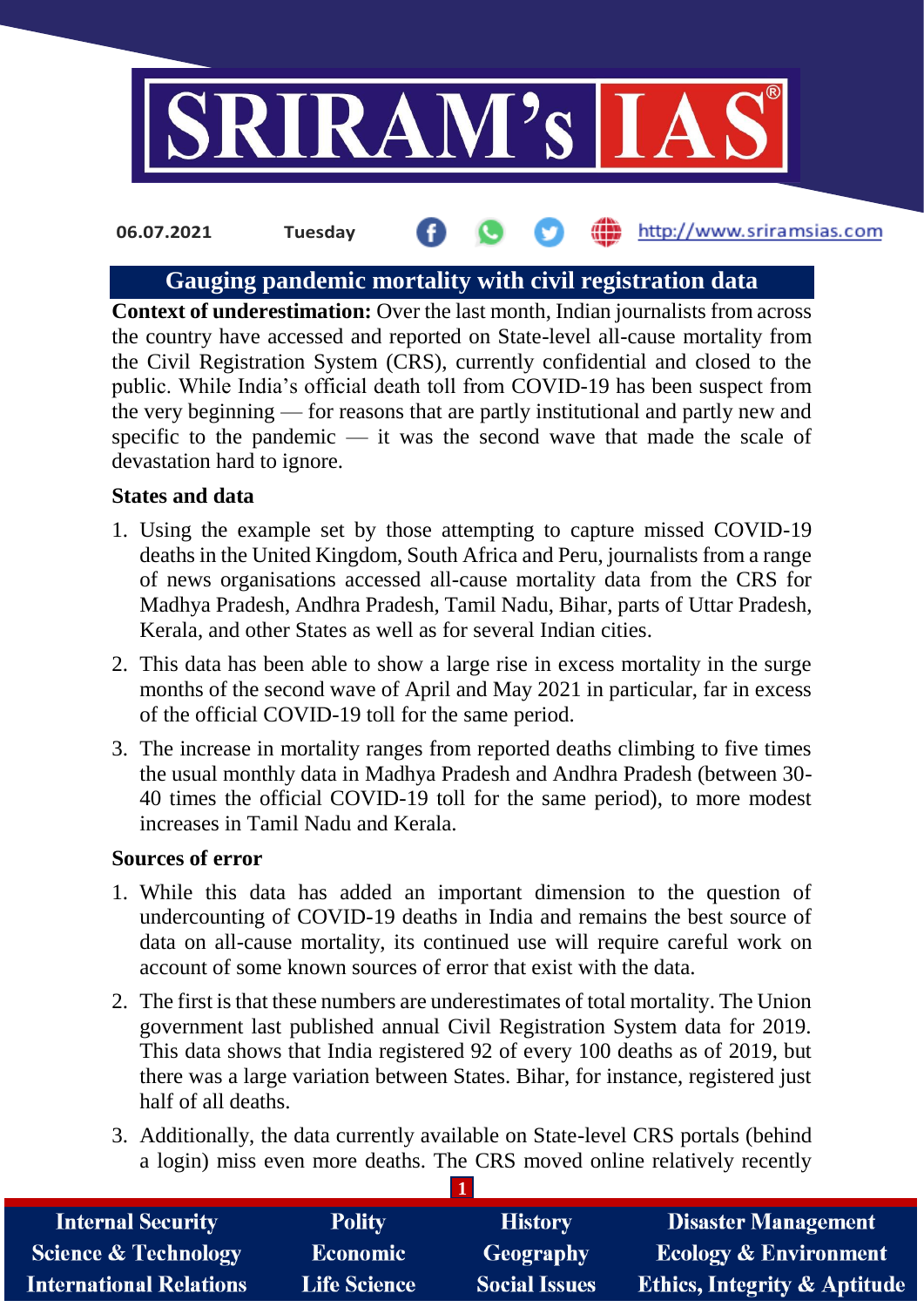06.07.2021 Tuesday

# Gauging pandemic mortality with civil registration data

**Context of underestimation:** Over the last month, Indian journalists from across the country have accessed and reported on State-level all-cause mortality from the Civil Registration System (CRS), currently confidential and closed to the public. While India's official death toll from COVID-19 has been suspect from the very beginning — for reasons that are partly institutional and partly new and specific to the pandemic — it was the second wave that made the scale of devastation hard to ignore.

**States and data**

1. Using the example set by those attempting to capture missed COVID-19 deaths in the United Kingdom, South Africa and Peru, journalists from a range of news organisations accessed all-cause mortality data from the CRS for Madhya Pradesh, Andhra Pradesh, Tamil Nadu, Bihar, parts of Uttar Pradesh, Kerala, and other States as well as for several Indian cities.
2. This data has been able to show a large rise in excess mortality in the surge months of the second wave of April and May 2021 in particular, far in excess of the official COVID-19 toll for the same period.
3. The increase in mortality ranges from reported deaths climbing to five times the usual monthly data in Madhya Pradesh and Andhra Pradesh (between 30-40 times the official COVID-19 toll for the same period), to more modest increases in Tamil Nadu and Kerala.

**Sources of error**

1. While this data has added an important dimension to the question of undercounting of COVID-19 deaths in India and remains the best source of data on all-cause mortality, its continued use will require careful work on account of some known sources of error that exist with the data.
2. The first is that these numbers are underestimates of total mortality. The Union government last published annual Civil Registration System data for 2019. This data shows that India registered 92 of every 100 deaths as of 2019, but there was a large variation between States. Bihar, for instance, registered just half of all deaths.
3. Additionally, the data currently available on State-level CRS portals (behind a login) miss even more deaths. The CRS moved online relatively recently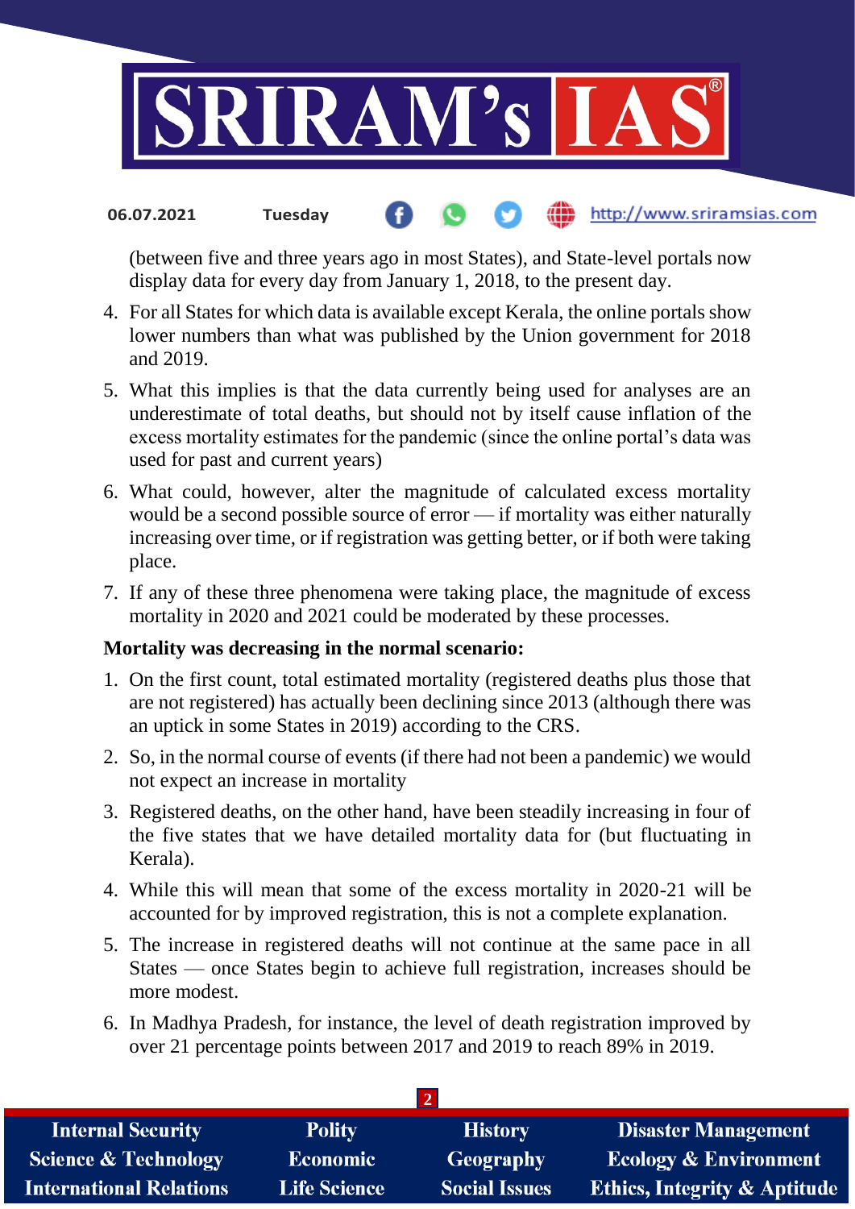(between five and three years ago in most States), and State-level portals now display data for every day from January 1, 2018, to the present day.

4. For all States for which data is available except Kerala, the online portals show lower numbers than what was published by the Union government for 2018 and 2019.
5. What this implies is that the data currently being used for analyses are an underestimate of total deaths, but should not by itself cause inflation of the excess mortality estimates for the pandemic (since the online portal's data was used for past and current years)
6. What could, however, alter the magnitude of calculated excess mortality would be a second possible source of error — if mortality was either naturally increasing over time, or if registration was getting better, or if both were taking place.
7. If any of these three phenomena were taking place, the magnitude of excess mortality in 2020 and 2021 could be moderated by these processes.

**Mortality was decreasing in the normal scenario:**

1. On the first count, total estimated mortality (registered deaths plus those that are not registered) has actually been declining since 2013 (although there was an uptick in some States in 2019) according to the CRS.
2. So, in the normal course of events (if there had not been a pandemic) we would not expect an increase in mortality
3. Registered deaths, on the other hand, have been steadily increasing in four of the five states that we have detailed mortality data for (but fluctuating in Kerala).
4. While this will mean that some of the excess mortality in 2020-21 will be accounted for by improved registration, this is not a complete explanation.
5. The increase in registered deaths will not continue at the same pace in all States — once States begin to achieve full registration, increases should be more modest.
6. In Madhya Pradesh, for instance, the level of death registration improved by over 21 percentage points between 2017 and 2019 to reach 89% in 2019.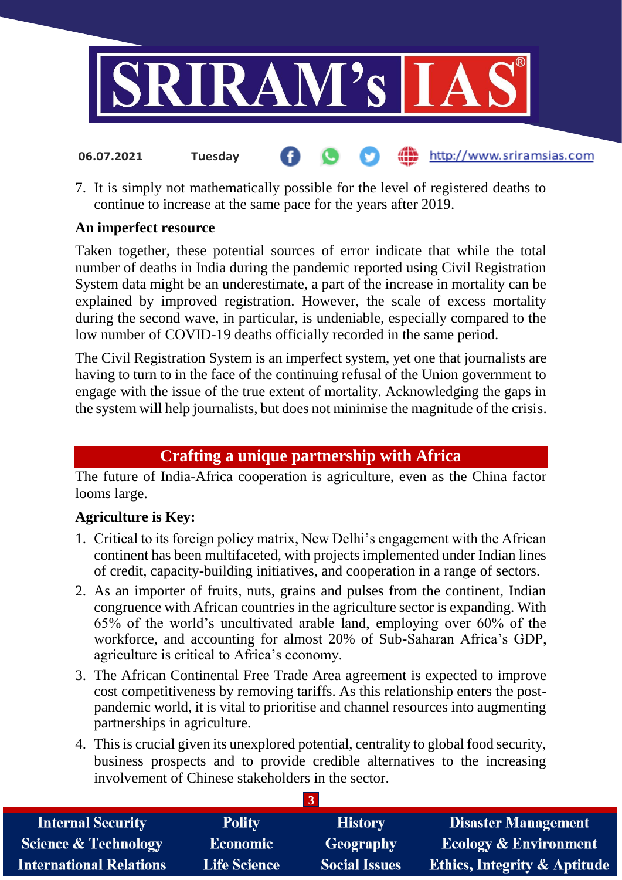7. It is simply not mathematically possible for the level of registered deaths to continue to increase at the same pace for the years after 2019.

**An imperfect resource**

Taken together, these potential sources of error indicate that while the total number of deaths in India during the pandemic reported using Civil Registration System data might be an underestimate, a part of the increase in mortality can be explained by improved registration. However, the scale of excess mortality during the second wave, in particular, is undeniable, especially compared to the low number of COVID-19 deaths officially recorded in the same period.

The Civil Registration System is an imperfect system, yet one that journalists are having to turn to in the face of the continuing refusal of the Union government to engage with the issue of the true extent of mortality. Acknowledging the gaps in the system will help journalists, but does not minimise the magnitude of the crisis.

## Crafting a unique partnership with Africa

The future of India-Africa cooperation is agriculture, even as the China factor looms large.

**Agriculture is Key:**

1. Critical to its foreign policy matrix, New Delhi's engagement with the African continent has been multifaceted, with projects implemented under Indian lines of credit, capacity-building initiatives, and cooperation in a range of sectors.
2. As an importer of fruits, nuts, grains and pulses from the continent, Indian congruence with African countries in the agriculture sector is expanding. With 65% of the world's uncultivated arable land, employing over 60% of the workforce, and accounting for almost 20% of Sub-Saharan Africa's GDP, agriculture is critical to Africa's economy.
3. The African Continental Free Trade Area agreement is expected to improve cost competitiveness by removing tariffs. As this relationship enters the post-pandemic world, it is vital to prioritise and channel resources into augmenting partnerships in agriculture.
4. This is crucial given its unexplored potential, centrality to global food security, business prospects and to provide credible alternatives to the increasing involvement of Chinese stakeholders in the sector.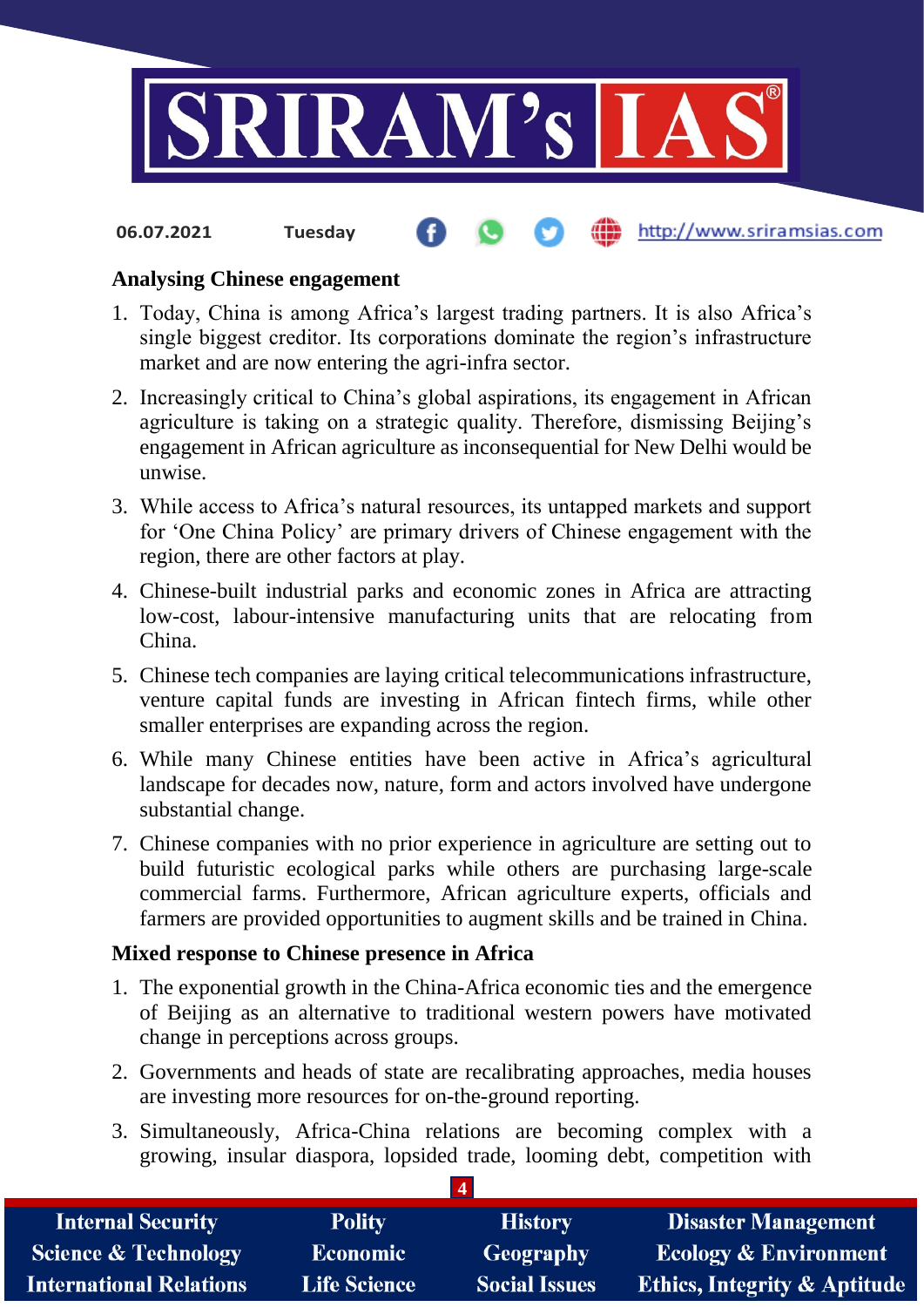**Analysing Chinese engagement**

1. Today, China is among Africa's largest trading partners. It is also Africa's single biggest creditor. Its corporations dominate the region's infrastructure market and are now entering the agri-infra sector.
2. Increasingly critical to China's global aspirations, its engagement in African agriculture is taking on a strategic quality. Therefore, dismissing Beijing's engagement in African agriculture as inconsequential for New Delhi would be unwise.
3. While access to Africa's natural resources, its untapped markets and support for 'One China Policy' are primary drivers of Chinese engagement with the region, there are other factors at play.
4. Chinese-built industrial parks and economic zones in Africa are attracting low-cost, labour-intensive manufacturing units that are relocating from China.
5. Chinese tech companies are laying critical telecommunications infrastructure, venture capital funds are investing in African fintech firms, while other smaller enterprises are expanding across the region.
6. While many Chinese entities have been active in Africa's agricultural landscape for decades now, nature, form and actors involved have undergone substantial change.
7. Chinese companies with no prior experience in agriculture are setting out to build futuristic ecological parks while others are purchasing large-scale commercial farms. Furthermore, African agriculture experts, officials and farmers are provided opportunities to augment skills and be trained in China.

**Mixed response to Chinese presence in Africa**

1. The exponential growth in the China-Africa economic ties and the emergence of Beijing as an alternative to traditional western powers have motivated change in perceptions across groups.
2. Governments and heads of state are recalibrating approaches, media houses are investing more resources for on-the-ground reporting.
3. Simultaneously, Africa-China relations are becoming complex with a growing, insular diaspora, lopsided trade, looming debt, competition with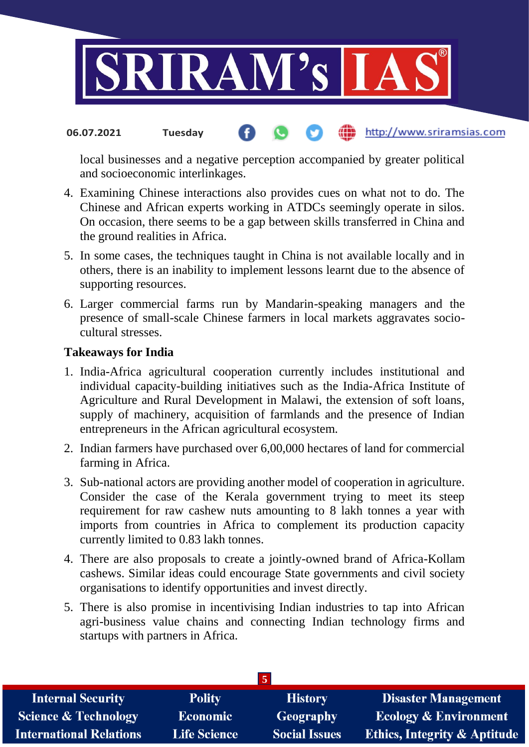local businesses and a negative perception accompanied by greater political and socioeconomic interlinkages.

4. Examining Chinese interactions also provides cues on what not to do. The Chinese and African experts working in ATDCs seemingly operate in silos. On occasion, there seems to be a gap between skills transferred in China and the ground realities in Africa.
5. In some cases, the techniques taught in China is not available locally and in others, there is an inability to implement lessons learnt due to the absence of supporting resources.
6. Larger commercial farms run by Mandarin-speaking managers and the presence of small-scale Chinese farmers in local markets aggravates socio-cultural stresses.

**Takeaways for India**

1. India-Africa agricultural cooperation currently includes institutional and individual capacity-building initiatives such as the India-Africa Institute of Agriculture and Rural Development in Malawi, the extension of soft loans, supply of machinery, acquisition of farmlands and the presence of Indian entrepreneurs in the African agricultural ecosystem.
2. Indian farmers have purchased over 6,00,000 hectares of land for commercial farming in Africa.
3. Sub-national actors are providing another model of cooperation in agriculture. Consider the case of the Kerala government trying to meet its steep requirement for raw cashew nuts amounting to 8 lakh tonnes a year with imports from countries in Africa to complement its production capacity currently limited to 0.83 lakh tonnes.
4. There are also proposals to create a jointly-owned brand of Africa-Kollam cashews. Similar ideas could encourage State governments and civil society organisations to identify opportunities and invest directly.
5. There is also promise in incentivising Indian industries to tap into African agri-business value chains and connecting Indian technology firms and startups with partners in Africa.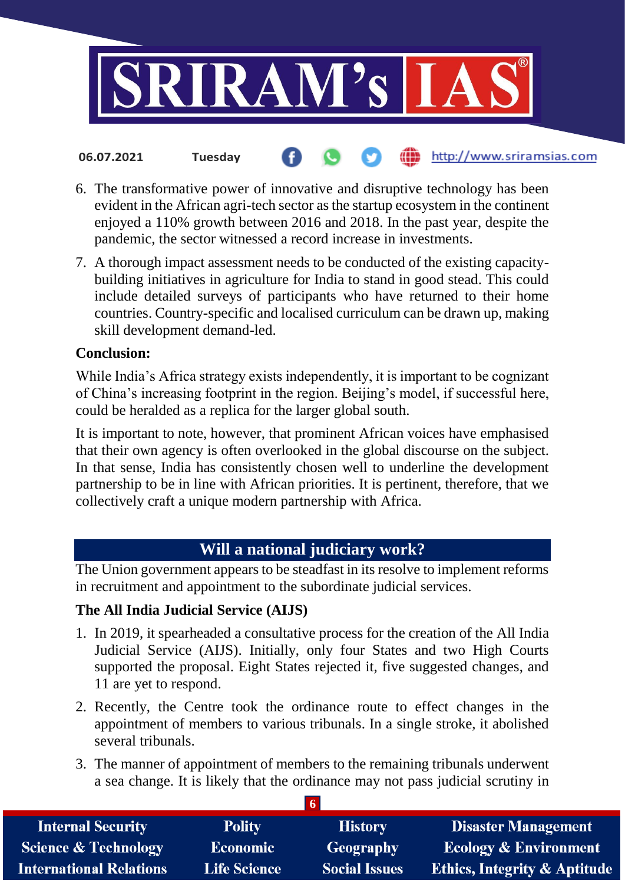6. The transformative power of innovative and disruptive technology has been evident in the African agri-tech sector as the startup ecosystem in the continent enjoyed a 110% growth between 2016 and 2018. In the past year, despite the pandemic, the sector witnessed a record increase in investments.
7. A thorough impact assessment needs to be conducted of the existing capacity-building initiatives in agriculture for India to stand in good stead. This could include detailed surveys of participants who have returned to their home countries. Country-specific and localised curriculum can be drawn up, making skill development demand-led.

**Conclusion:**

While India's Africa strategy exists independently, it is important to be cognizant of China's increasing footprint in the region. Beijing's model, if successful here, could be heralded as a replica for the larger global south.

It is important to note, however, that prominent African voices have emphasised that their own agency is often overlooked in the global discourse on the subject. In that sense, India has consistently chosen well to underline the development partnership to be in line with African priorities. It is pertinent, therefore, that we collectively craft a unique modern partnership with Africa.

## Will a national judiciary work?

The Union government appears to be steadfast in its resolve to implement reforms in recruitment and appointment to the subordinate judicial services.

**The All India Judicial Service (AIJS)**

1. In 2019, it spearheaded a consultative process for the creation of the All India Judicial Service (AIJS). Initially, only four States and two High Courts supported the proposal. Eight States rejected it, five suggested changes, and 11 are yet to respond.
2. Recently, the Centre took the ordinance route to effect changes in the appointment of members to various tribunals. In a single stroke, it abolished several tribunals.
3. The manner of appointment of members to the remaining tribunals underwent a sea change. It is likely that the ordinance may not pass judicial scrutiny in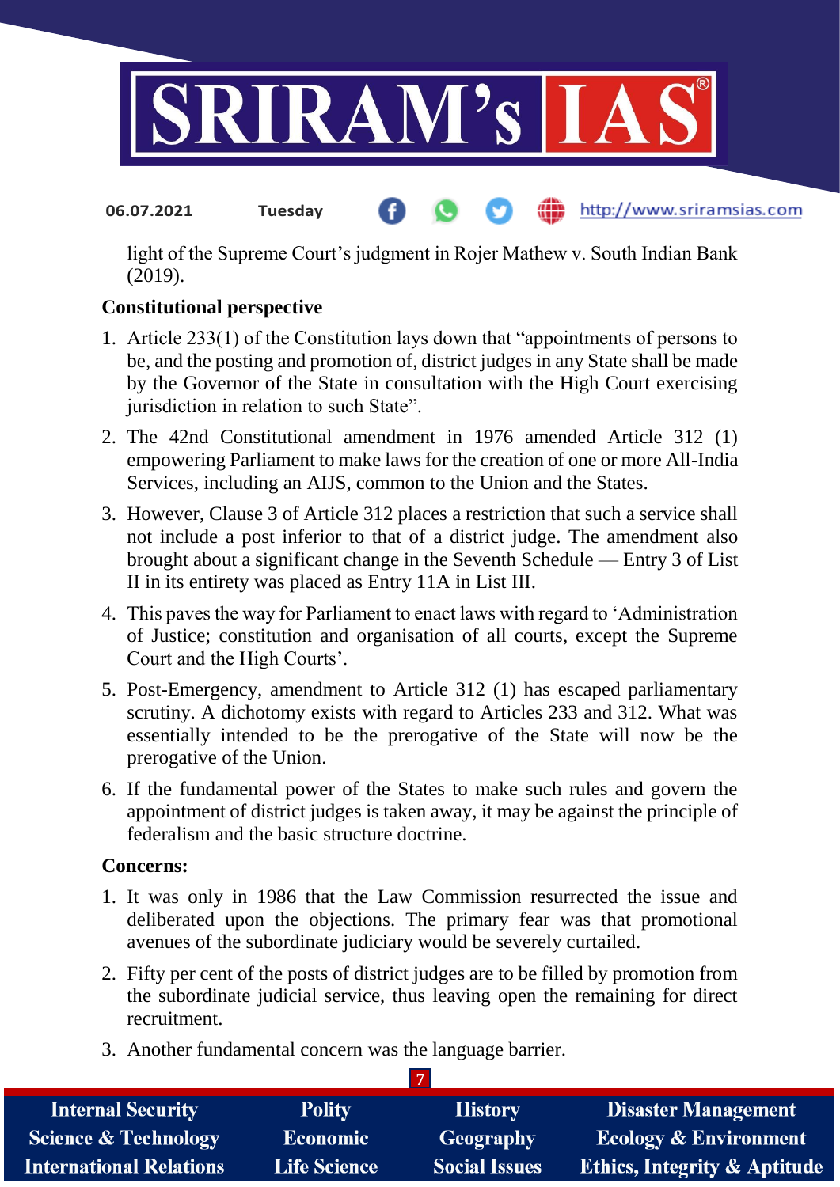light of the Supreme Court's judgment in Rojer Mathew v. South Indian Bank (2019).

**Constitutional perspective**

1. Article 233(1) of the Constitution lays down that "appointments of persons to be, and the posting and promotion of, district judges in any State shall be made by the Governor of the State in consultation with the High Court exercising jurisdiction in relation to such State".
2. The 42nd Constitutional amendment in 1976 amended Article 312 (1) empowering Parliament to make laws for the creation of one or more All-India Services, including an AIJS, common to the Union and the States.
3. However, Clause 3 of Article 312 places a restriction that such a service shall not include a post inferior to that of a district judge. The amendment also brought about a significant change in the Seventh Schedule — Entry 3 of List II in its entirety was placed as Entry 11A in List III.
4. This paves the way for Parliament to enact laws with regard to 'Administration of Justice; constitution and organisation of all courts, except the Supreme Court and the High Courts'.
5. Post-Emergency, amendment to Article 312 (1) has escaped parliamentary scrutiny. A dichotomy exists with regard to Articles 233 and 312. What was essentially intended to be the prerogative of the State will now be the prerogative of the Union.
6. If the fundamental power of the States to make such rules and govern the appointment of district judges is taken away, it may be against the principle of federalism and the basic structure doctrine.

**Concerns:**

1. It was only in 1986 that the Law Commission resurrected the issue and deliberated upon the objections. The primary fear was that promotional avenues of the subordinate judiciary would be severely curtailed.
2. Fifty per cent of the posts of district judges are to be filled by promotion from the subordinate judicial service, thus leaving open the remaining for direct recruitment.
3. Another fundamental concern was the language barrier.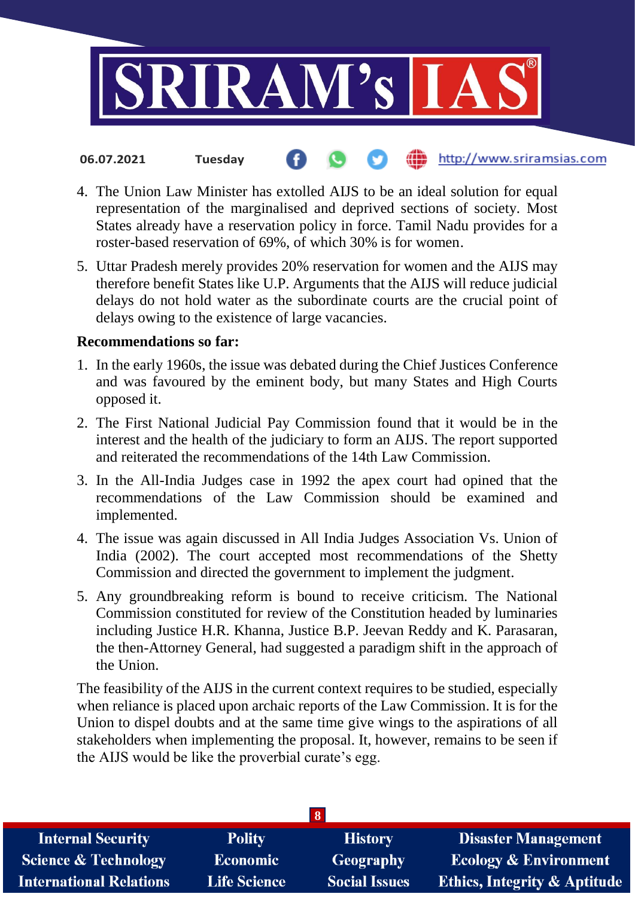4. The Union Law Minister has extolled AIJS to be an ideal solution for equal representation of the marginalised and deprived sections of society. Most States already have a reservation policy in force. Tamil Nadu provides for a roster-based reservation of 69%, of which 30% is for women.
5. Uttar Pradesh merely provides 20% reservation for women and the AIJS may therefore benefit States like U.P. Arguments that the AIJS will reduce judicial delays do not hold water as the subordinate courts are the crucial point of delays owing to the existence of large vacancies.

**Recommendations so far:**

1. In the early 1960s, the issue was debated during the Chief Justices Conference and was favoured by the eminent body, but many States and High Courts opposed it.
2. The First National Judicial Pay Commission found that it would be in the interest and the health of the judiciary to form an AIJS. The report supported and reiterated the recommendations of the 14th Law Commission.
3. In the All-India Judges case in 1992 the apex court had opined that the recommendations of the Law Commission should be examined and implemented.
4. The issue was again discussed in All India Judges Association Vs. Union of India (2002). The court accepted most recommendations of the Shetty Commission and directed the government to implement the judgment.
5. Any groundbreaking reform is bound to receive criticism. The National Commission constituted for review of the Constitution headed by luminaries including Justice H.R. Khanna, Justice B.P. Jeevan Reddy and K. Parasaran, the then-Attorney General, had suggested a paradigm shift in the approach of the Union.

The feasibility of the AIJS in the current context requires to be studied, especially when reliance is placed upon archaic reports of the Law Commission. It is for the Union to dispel doubts and at the same time give wings to the aspirations of all stakeholders when implementing the proposal. It, however, remains to be seen if the AIJS would be like the proverbial curate's egg.